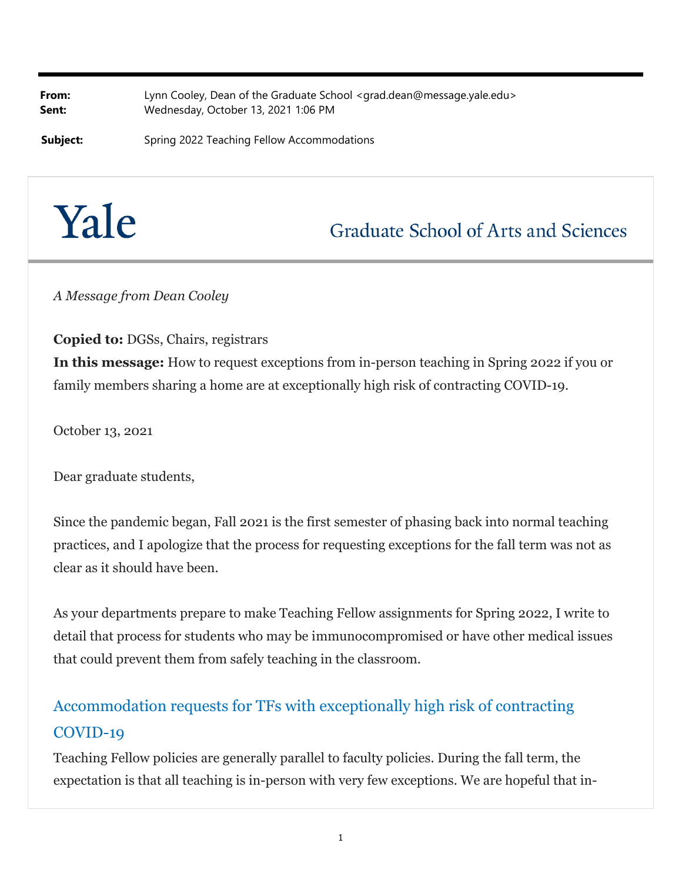**From:** Lynn Cooley, Dean of the Graduate School <grad.dean@message.yale.edu>
**Sent:** Wednesday, October 13, 2021 1:06 PM

**Subject:** Spring 2022 Teaching Fellow Accommodations

Yale — Graduate School of Arts and Sciences

*A Message from Dean Cooley*

**Copied to:** DGSs, Chairs, registrars
**In this message:** How to request exceptions from in-person teaching in Spring 2022 if you or family members sharing a home are at exceptionally high risk of contracting COVID-19.

October 13, 2021

Dear graduate students,

Since the pandemic began, Fall 2021 is the first semester of phasing back into normal teaching practices, and I apologize that the process for requesting exceptions for the fall term was not as clear as it should have been.

As your departments prepare to make Teaching Fellow assignments for Spring 2022, I write to detail that process for students who may be immunocompromised or have other medical issues that could prevent them from safely teaching in the classroom.

## Accommodation requests for TFs with exceptionally high risk of contracting COVID-19

Teaching Fellow policies are generally parallel to faculty policies. During the fall term, the expectation is that all teaching is in-person with very few exceptions. We are hopeful that in-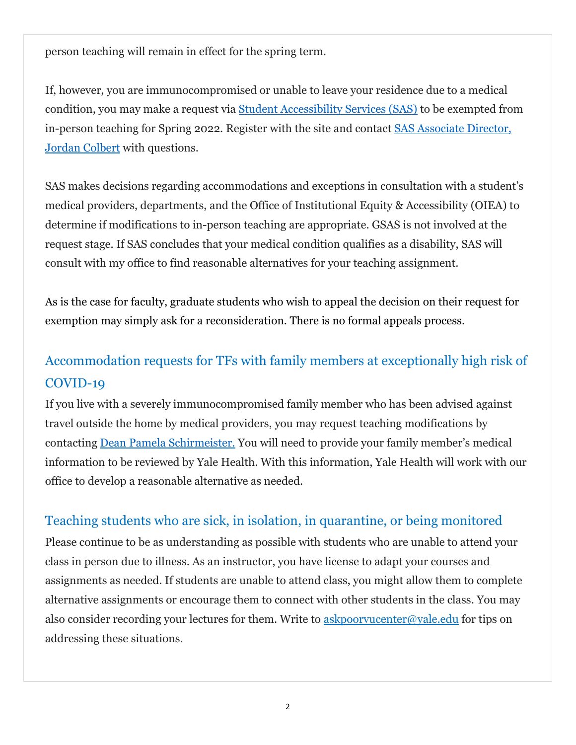person teaching will remain in effect for the spring term.

If, however, you are immunocompromised or unable to leave your residence due to a medical condition, you may make a request via Student Accessibility Services (SAS) to be exempted from in-person teaching for Spring 2022. Register with the site and contact SAS Associate Director, Jordan Colbert with questions.

SAS makes decisions regarding accommodations and exceptions in consultation with a student's medical providers, departments, and the Office of Institutional Equity & Accessibility (OIEA) to determine if modifications to in-person teaching are appropriate. GSAS is not involved at the request stage. If SAS concludes that your medical condition qualifies as a disability, SAS will consult with my office to find reasonable alternatives for your teaching assignment.

As is the case for faculty, graduate students who wish to appeal the decision on their request for exemption may simply ask for a reconsideration. There is no formal appeals process.

## Accommodation requests for TFs with family members at exceptionally high risk of COVID-19

If you live with a severely immunocompromised family member who has been advised against travel outside the home by medical providers, you may request teaching modifications by contacting Dean Pamela Schirmeister. You will need to provide your family member's medical information to be reviewed by Yale Health. With this information, Yale Health will work with our office to develop a reasonable alternative as needed.

## Teaching students who are sick, in isolation, in quarantine, or being monitored

Please continue to be as understanding as possible with students who are unable to attend your class in person due to illness. As an instructor, you have license to adapt your courses and assignments as needed. If students are unable to attend class, you might allow them to complete alternative assignments or encourage them to connect with other students in the class. You may also consider recording your lectures for them. Write to askpoorvucenter@yale.edu for tips on addressing these situations.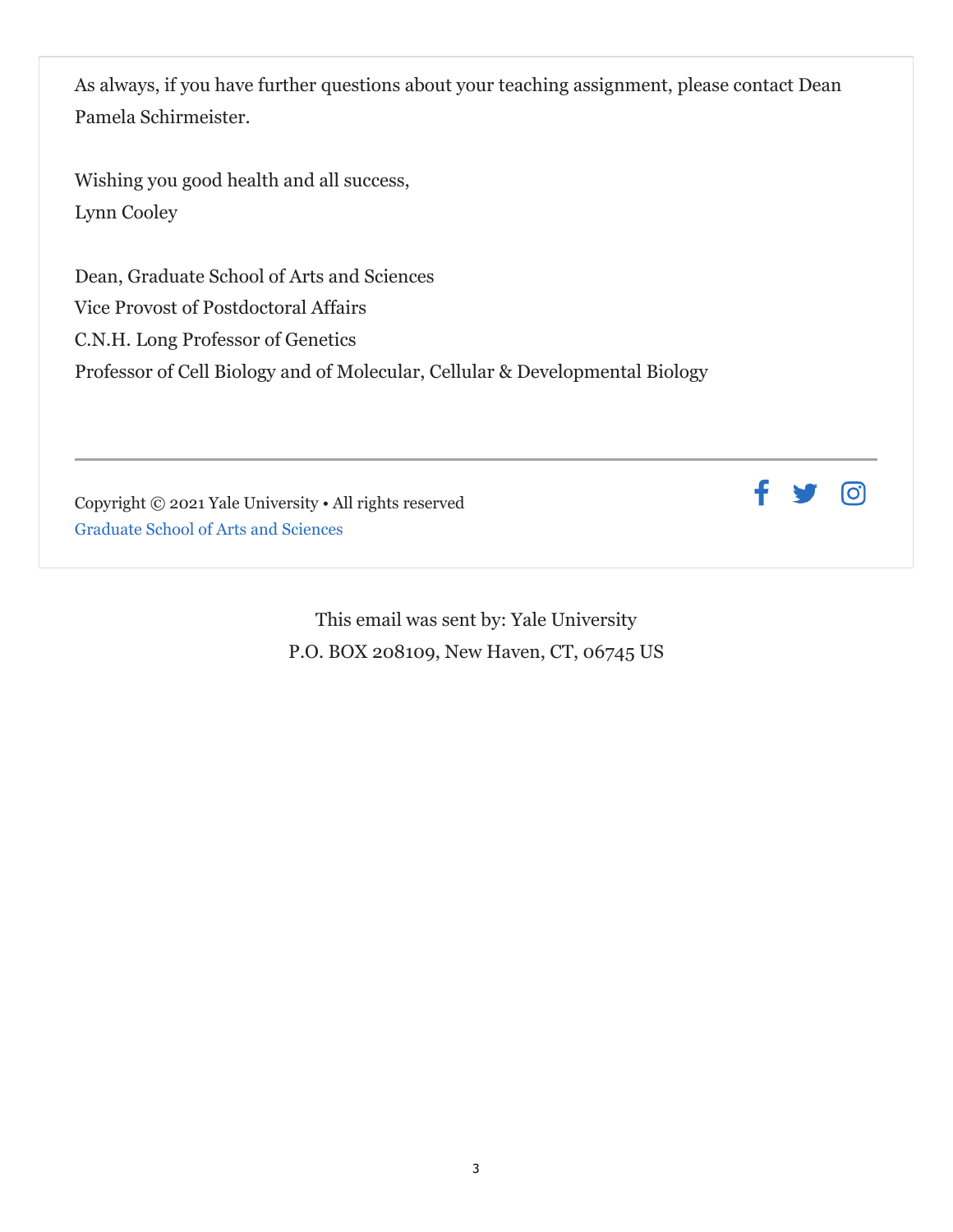As always, if you have further questions about your teaching assignment, please contact Dean Pamela Schirmeister.

Wishing you good health and all success,
Lynn Cooley

Dean, Graduate School of Arts and Sciences
Vice Provost of Postdoctoral Affairs
C.N.H. Long Professor of Genetics
Professor of Cell Biology and of Molecular, Cellular & Developmental Biology

---

Copyright © 2021 Yale University • All rights reserved
Graduate School of Arts and Sciences

This email was sent by: Yale University
P.O. BOX 208109, New Haven, CT, 06745 US